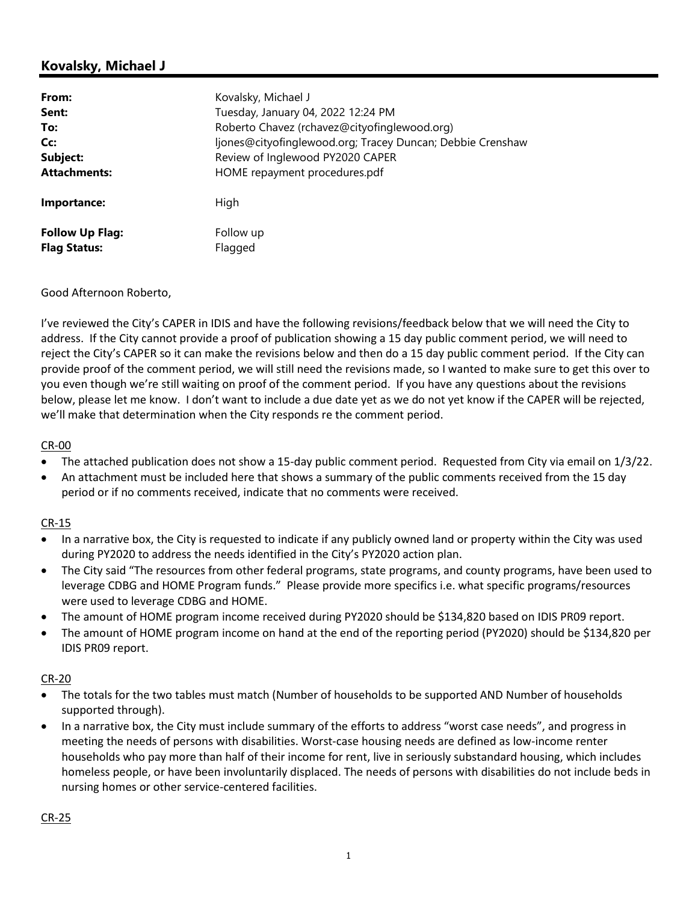## Kovalsky, Michael J

| | |
|---|---|
| **From:** | Kovalsky, Michael J |
| **Sent:** | Tuesday, January 04, 2022 12:24 PM |
| **To:** | Roberto Chavez (rchavez@cityofinglewood.org) |
| **Cc:** | ljones@cityofinglewood.org; Tracey Duncan; Debbie Crenshaw |
| **Subject:** | Review of Inglewood PY2020 CAPER |
| **Attachments:** | HOME repayment procedures.pdf |
| **Importance:** | High |
| **Follow Up Flag:** | Follow up |
| **Flag Status:** | Flagged |

Good Afternoon Roberto,

I've reviewed the City's CAPER in IDIS and have the following revisions/feedback below that we will need the City to address. If the City cannot provide a proof of publication showing a 15 day public comment period, we will need to reject the City's CAPER so it can make the revisions below and then do a 15 day public comment period. If the City can provide proof of the comment period, we will still need the revisions made, so I wanted to make sure to get this over to you even though we're still waiting on proof of the comment period. If you have any questions about the revisions below, please let me know. I don't want to include a due date yet as we do not yet know if the CAPER will be rejected, we'll make that determination when the City responds re the comment period.

CR-00

- The attached publication does not show a 15-day public comment period. Requested from City via email on 1/3/22.
- An attachment must be included here that shows a summary of the public comments received from the 15 day period or if no comments received, indicate that no comments were received.

CR-15

- In a narrative box, the City is requested to indicate if any publicly owned land or property within the City was used during PY2020 to address the needs identified in the City's PY2020 action plan.
- The City said "The resources from other federal programs, state programs, and county programs, have been used to leverage CDBG and HOME Program funds." Please provide more specifics i.e. what specific programs/resources were used to leverage CDBG and HOME.
- The amount of HOME program income received during PY2020 should be $134,820 based on IDIS PR09 report.
- The amount of HOME program income on hand at the end of the reporting period (PY2020) should be $134,820 per IDIS PR09 report.

CR-20

- The totals for the two tables must match (Number of households to be supported AND Number of households supported through).
- In a narrative box, the City must include summary of the efforts to address "worst case needs", and progress in meeting the needs of persons with disabilities. Worst-case housing needs are defined as low-income renter households who pay more than half of their income for rent, live in seriously substandard housing, which includes homeless people, or have been involuntarily displaced. The needs of persons with disabilities do not include beds in nursing homes or other service-centered facilities.

CR-25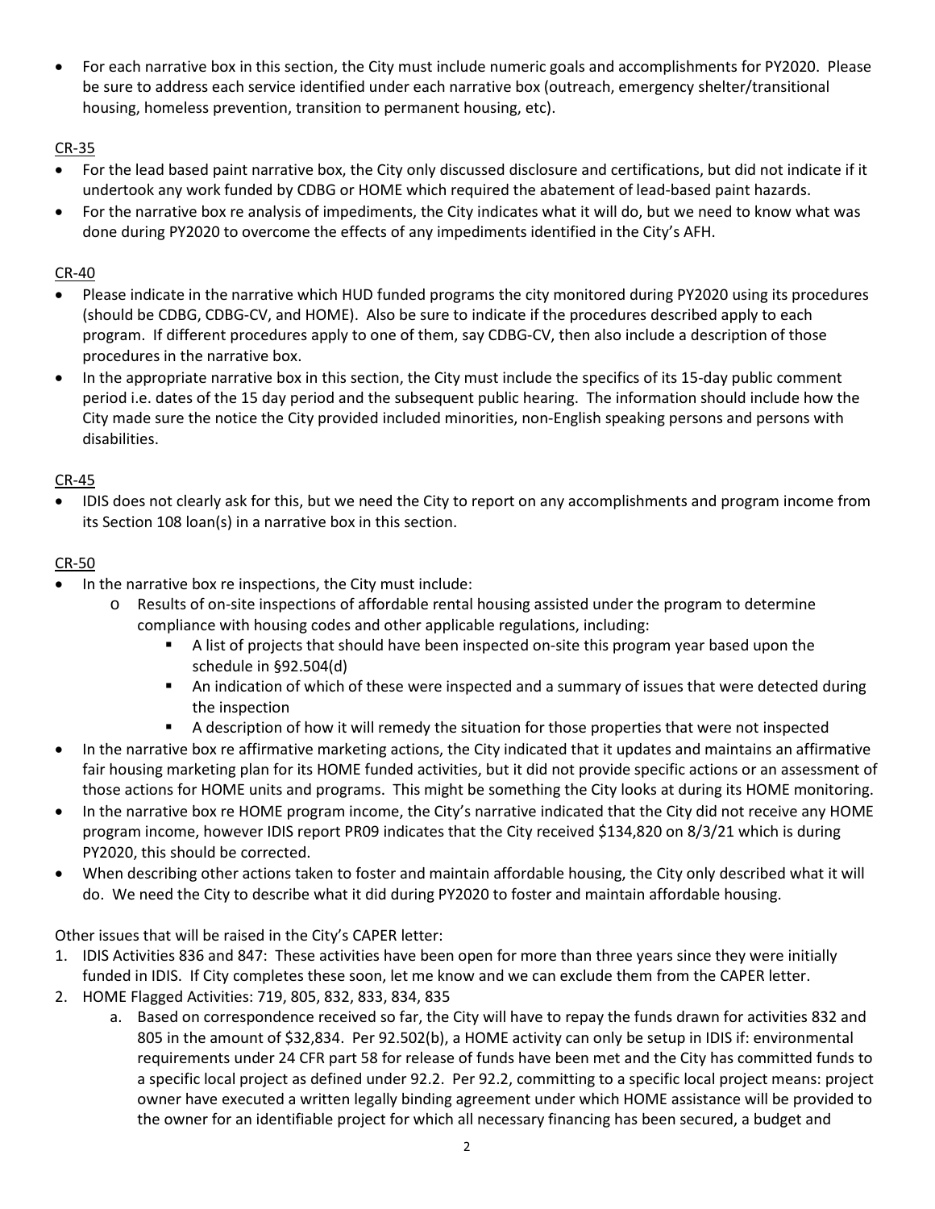- For each narrative box in this section, the City must include numeric goals and accomplishments for PY2020. Please be sure to address each service identified under each narrative box (outreach, emergency shelter/transitional housing, homeless prevention, transition to permanent housing, etc).

CR-35

- For the lead based paint narrative box, the City only discussed disclosure and certifications, but did not indicate if it undertook any work funded by CDBG or HOME which required the abatement of lead-based paint hazards.
- For the narrative box re analysis of impediments, the City indicates what it will do, but we need to know what was done during PY2020 to overcome the effects of any impediments identified in the City's AFH.

CR-40

- Please indicate in the narrative which HUD funded programs the city monitored during PY2020 using its procedures (should be CDBG, CDBG-CV, and HOME). Also be sure to indicate if the procedures described apply to each program. If different procedures apply to one of them, say CDBG-CV, then also include a description of those procedures in the narrative box.
- In the appropriate narrative box in this section, the City must include the specifics of its 15-day public comment period i.e. dates of the 15 day period and the subsequent public hearing. The information should include how the City made sure the notice the City provided included minorities, non-English speaking persons and persons with disabilities.

CR-45

- IDIS does not clearly ask for this, but we need the City to report on any accomplishments and program income from its Section 108 loan(s) in a narrative box in this section.

CR-50

- In the narrative box re inspections, the City must include:
    - Results of on-site inspections of affordable rental housing assisted under the program to determine compliance with housing codes and other applicable regulations, including:
        - A list of projects that should have been inspected on-site this program year based upon the schedule in §92.504(d)
        - An indication of which of these were inspected and a summary of issues that were detected during the inspection
        - A description of how it will remedy the situation for those properties that were not inspected
- In the narrative box re affirmative marketing actions, the City indicated that it updates and maintains an affirmative fair housing marketing plan for its HOME funded activities, but it did not provide specific actions or an assessment of those actions for HOME units and programs. This might be something the City looks at during its HOME monitoring.
- In the narrative box re HOME program income, the City's narrative indicated that the City did not receive any HOME program income, however IDIS report PR09 indicates that the City received $134,820 on 8/3/21 which is during PY2020, this should be corrected.
- When describing other actions taken to foster and maintain affordable housing, the City only described what it will do. We need the City to describe what it did during PY2020 to foster and maintain affordable housing.

Other issues that will be raised in the City's CAPER letter:

1. IDIS Activities 836 and 847: These activities have been open for more than three years since they were initially funded in IDIS. If City completes these soon, let me know and we can exclude them from the CAPER letter.
2. HOME Flagged Activities: 719, 805, 832, 833, 834, 835
    a. Based on correspondence received so far, the City will have to repay the funds drawn for activities 832 and 805 in the amount of $32,834. Per 92.502(b), a HOME activity can only be setup in IDIS if: environmental requirements under 24 CFR part 58 for release of funds have been met and the City has committed funds to a specific local project as defined under 92.2. Per 92.2, committing to a specific local project means: project owner have executed a written legally binding agreement under which HOME assistance will be provided to the owner for an identifiable project for which all necessary financing has been secured, a budget and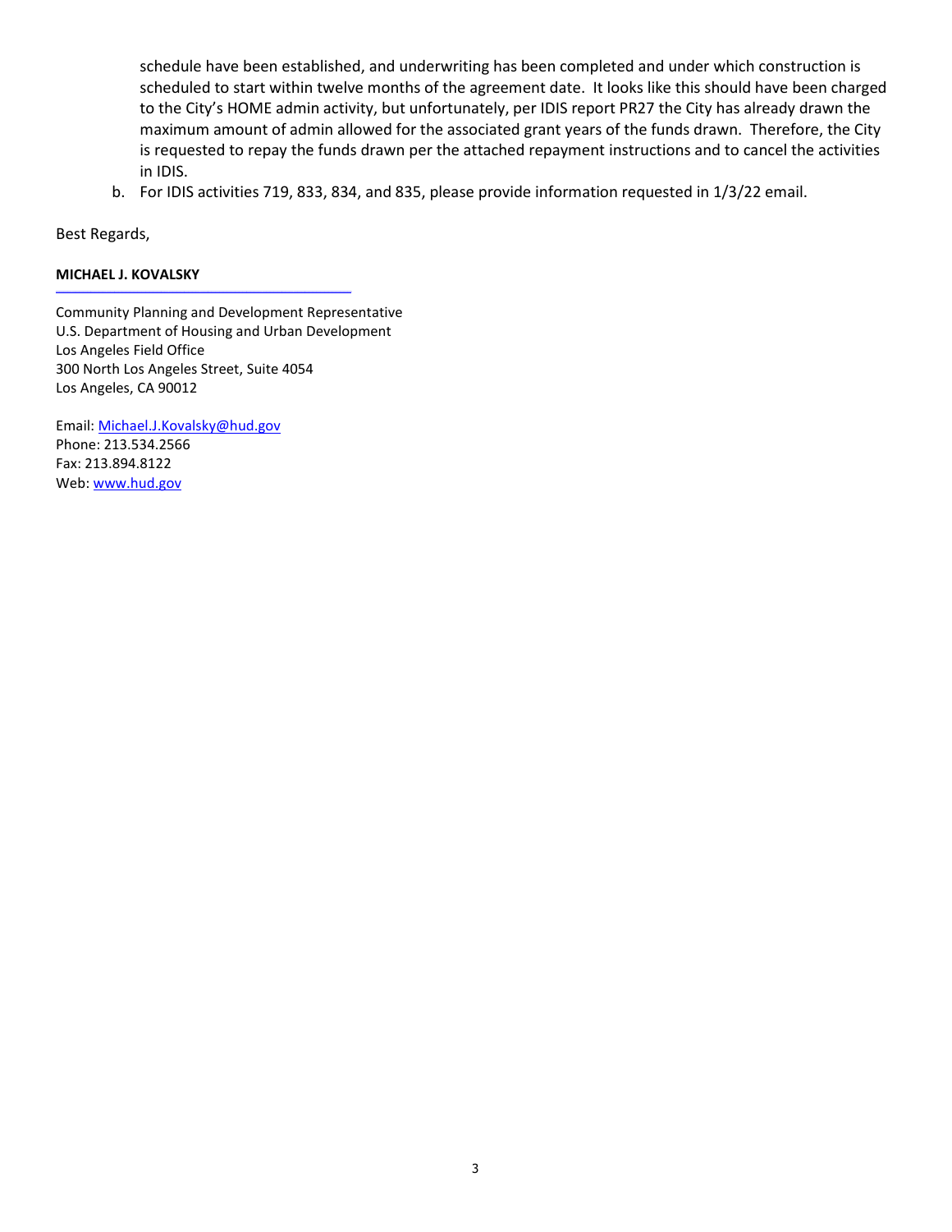schedule have been established, and underwriting has been completed and under which construction is scheduled to start within twelve months of the agreement date. It looks like this should have been charged to the City's HOME admin activity, but unfortunately, per IDIS report PR27 the City has already drawn the maximum amount of admin allowed for the associated grant years of the funds drawn. Therefore, the City is requested to repay the funds drawn per the attached repayment instructions and to cancel the activities in IDIS.

b. For IDIS activities 719, 833, 834, and 835, please provide information requested in 1/3/22 email.

Best Regards,

**MICHAEL J. KOVALSKY**

Community Planning and Development Representative
U.S. Department of Housing and Urban Development
Los Angeles Field Office
300 North Los Angeles Street, Suite 4054
Los Angeles, CA 90012

Email: Michael.J.Kovalsky@hud.gov
Phone: 213.534.2566
Fax: 213.894.8122
Web: www.hud.gov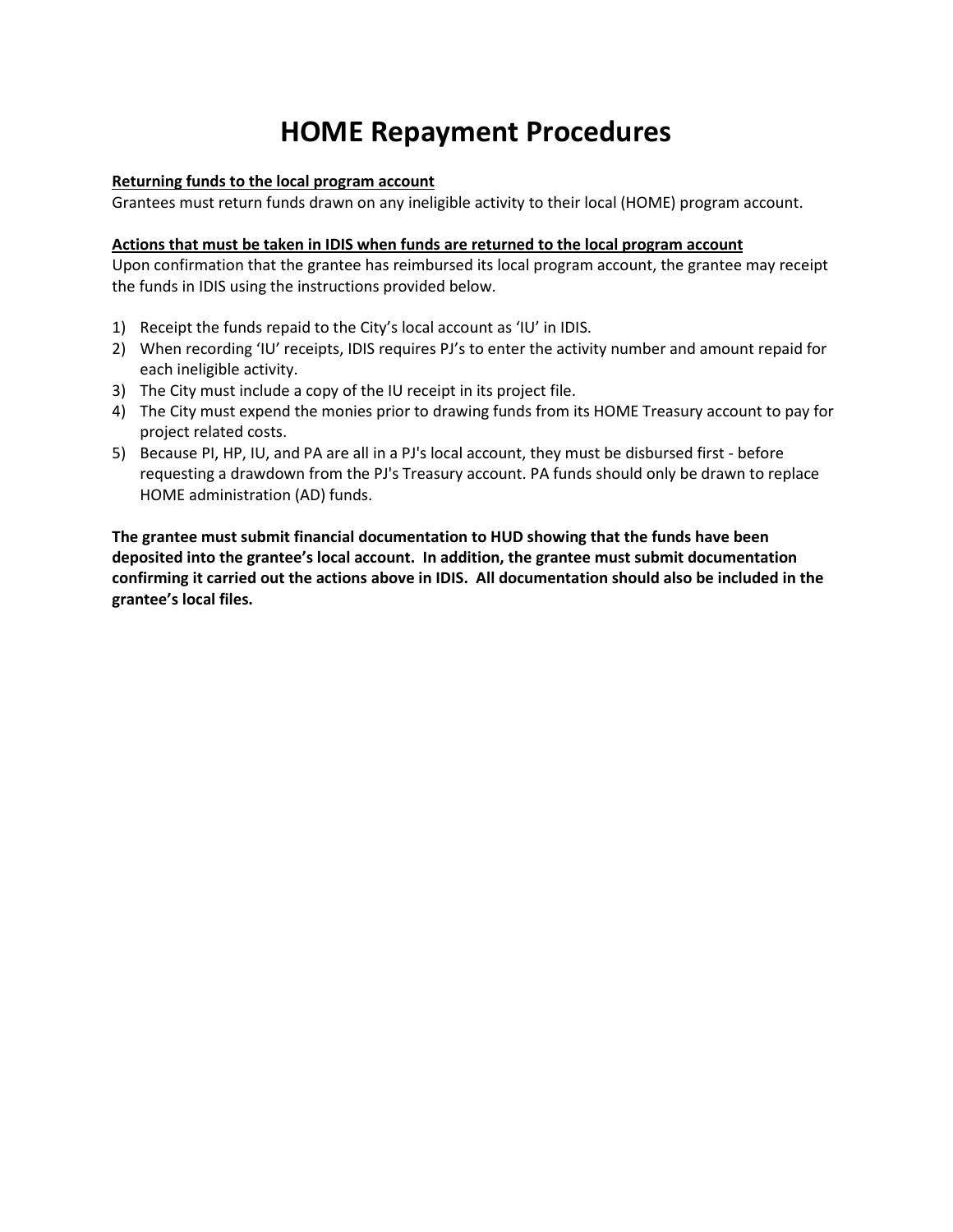# HOME Repayment Procedures

**Returning funds to the local program account**

Grantees must return funds drawn on any ineligible activity to their local (HOME) program account.

**Actions that must be taken in IDIS when funds are returned to the local program account**

Upon confirmation that the grantee has reimbursed its local program account, the grantee may receipt the funds in IDIS using the instructions provided below.

1) Receipt the funds repaid to the City's local account as 'IU' in IDIS.
2) When recording 'IU' receipts, IDIS requires PJ's to enter the activity number and amount repaid for each ineligible activity.
3) The City must include a copy of the IU receipt in its project file.
4) The City must expend the monies prior to drawing funds from its HOME Treasury account to pay for project related costs.
5) Because PI, HP, IU, and PA are all in a PJ's local account, they must be disbursed first - before requesting a drawdown from the PJ's Treasury account. PA funds should only be drawn to replace HOME administration (AD) funds.

**The grantee must submit financial documentation to HUD showing that the funds have been deposited into the grantee's local account. In addition, the grantee must submit documentation confirming it carried out the actions above in IDIS. All documentation should also be included in the grantee's local files.**